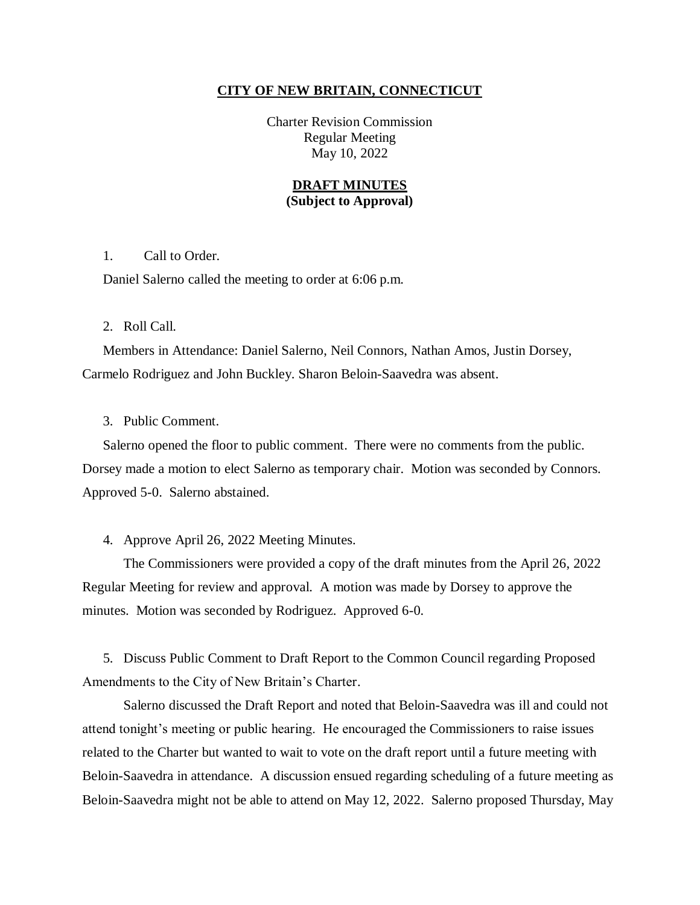**CITY OF NEW BRITAIN, CONNECTICUT**

Charter Revision Commission
Regular Meeting
May 10, 2022

**DRAFT MINUTES**
**(Subject to Approval)**

1. Call to Order.

Daniel Salerno called the meeting to order at 6:06 p.m.

2. Roll Call.

Members in Attendance: Daniel Salerno, Neil Connors, Nathan Amos, Justin Dorsey, Carmelo Rodriguez and John Buckley. Sharon Beloin-Saavedra was absent.

3. Public Comment.

Salerno opened the floor to public comment. There were no comments from the public. Dorsey made a motion to elect Salerno as temporary chair. Motion was seconded by Connors. Approved 5-0. Salerno abstained.

4. Approve April 26, 2022 Meeting Minutes.

The Commissioners were provided a copy of the draft minutes from the April 26, 2022 Regular Meeting for review and approval. A motion was made by Dorsey to approve the minutes. Motion was seconded by Rodriguez. Approved 6-0.

5. Discuss Public Comment to Draft Report to the Common Council regarding Proposed Amendments to the City of New Britain's Charter.

Salerno discussed the Draft Report and noted that Beloin-Saavedra was ill and could not attend tonight's meeting or public hearing. He encouraged the Commissioners to raise issues related to the Charter but wanted to wait to vote on the draft report until a future meeting with Beloin-Saavedra in attendance. A discussion ensued regarding scheduling of a future meeting as Beloin-Saavedra might not be able to attend on May 12, 2022. Salerno proposed Thursday, May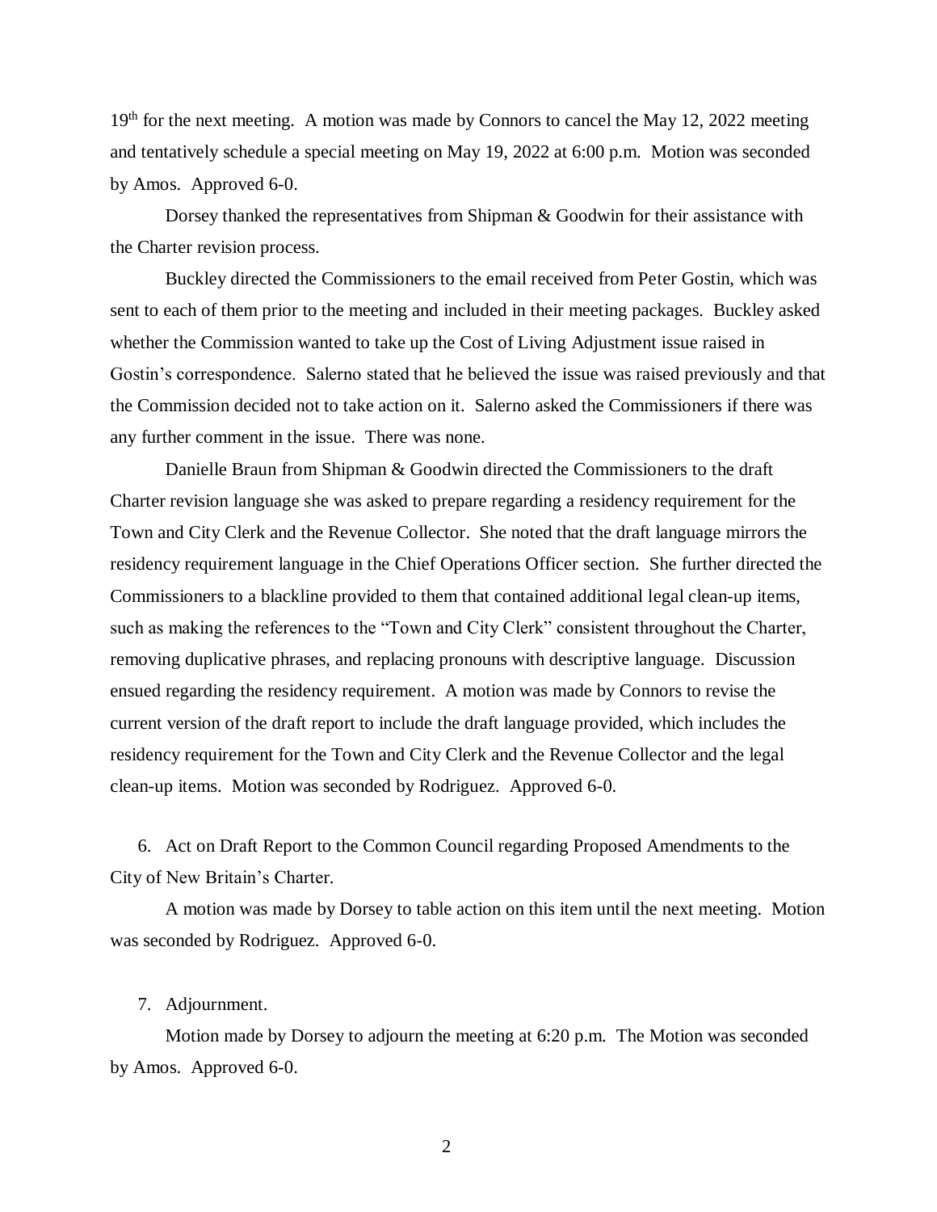19th for the next meeting. A motion was made by Connors to cancel the May 12, 2022 meeting and tentatively schedule a special meeting on May 19, 2022 at 6:00 p.m. Motion was seconded by Amos. Approved 6-0.

Dorsey thanked the representatives from Shipman & Goodwin for their assistance with the Charter revision process.

Buckley directed the Commissioners to the email received from Peter Gostin, which was sent to each of them prior to the meeting and included in their meeting packages. Buckley asked whether the Commission wanted to take up the Cost of Living Adjustment issue raised in Gostin's correspondence. Salerno stated that he believed the issue was raised previously and that the Commission decided not to take action on it. Salerno asked the Commissioners if there was any further comment in the issue. There was none.

Danielle Braun from Shipman & Goodwin directed the Commissioners to the draft Charter revision language she was asked to prepare regarding a residency requirement for the Town and City Clerk and the Revenue Collector. She noted that the draft language mirrors the residency requirement language in the Chief Operations Officer section. She further directed the Commissioners to a blackline provided to them that contained additional legal clean-up items, such as making the references to the "Town and City Clerk" consistent throughout the Charter, removing duplicative phrases, and replacing pronouns with descriptive language. Discussion ensued regarding the residency requirement. A motion was made by Connors to revise the current version of the draft report to include the draft language provided, which includes the residency requirement for the Town and City Clerk and the Revenue Collector and the legal clean-up items. Motion was seconded by Rodriguez. Approved 6-0.

6. Act on Draft Report to the Common Council regarding Proposed Amendments to the City of New Britain's Charter.

A motion was made by Dorsey to table action on this item until the next meeting. Motion was seconded by Rodriguez. Approved 6-0.

7. Adjournment.

Motion made by Dorsey to adjourn the meeting at 6:20 p.m. The Motion was seconded by Amos. Approved 6-0.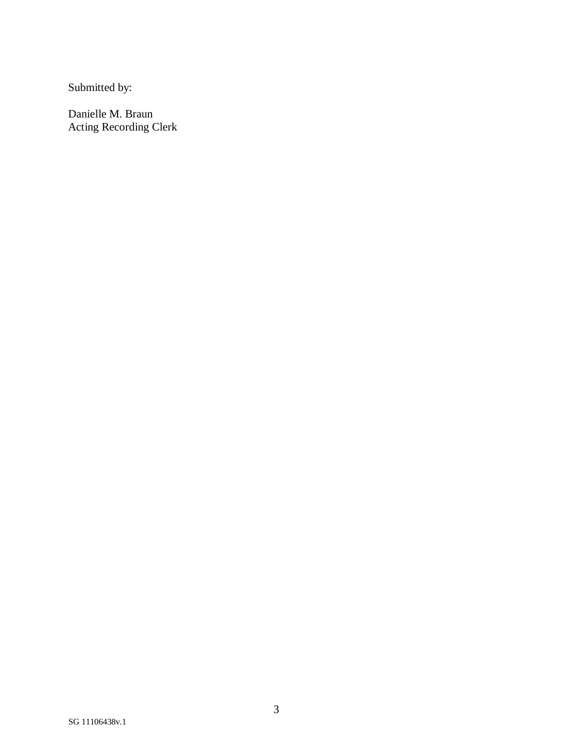Submitted by:

Danielle M. Braun
Acting Recording Clerk

SG 11106438v.1